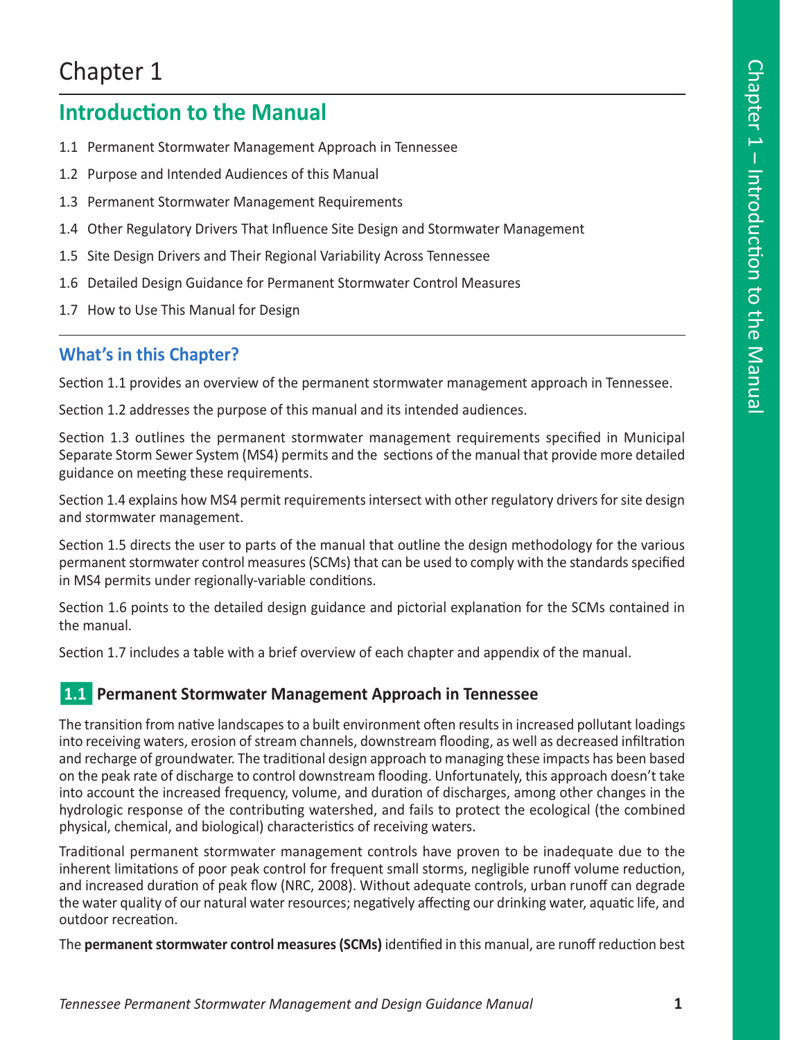# Chapter 1

## Introduction to the Manual

1.1 Permanent Stormwater Management Approach in Tennessee

1.2 Purpose and Intended Audiences of this Manual

1.3 Permanent Stormwater Management Requirements

1.4 Other Regulatory Drivers That Influence Site Design and Stormwater Management

1.5 Site Design Drivers and Their Regional Variability Across Tennessee

1.6 Detailed Design Guidance for Permanent Stormwater Control Measures

1.7 How to Use This Manual for Design

### What's in this Chapter?

Section 1.1 provides an overview of the permanent stormwater management approach in Tennessee.

Section 1.2 addresses the purpose of this manual and its intended audiences.

Section 1.3 outlines the permanent stormwater management requirements specified in Municipal Separate Storm Sewer System (MS4) permits and the sections of the manual that provide more detailed guidance on meeting these requirements.

Section 1.4 explains how MS4 permit requirements intersect with other regulatory drivers for site design and stormwater management.

Section 1.5 directs the user to parts of the manual that outline the design methodology for the various permanent stormwater control measures (SCMs) that can be used to comply with the standards specified in MS4 permits under regionally-variable conditions.

Section 1.6 points to the detailed design guidance and pictorial explanation for the SCMs contained in the manual.

Section 1.7 includes a table with a brief overview of each chapter and appendix of the manual.

### 1.1 Permanent Stormwater Management Approach in Tennessee

The transition from native landscapes to a built environment often results in increased pollutant loadings into receiving waters, erosion of stream channels, downstream flooding, as well as decreased infiltration and recharge of groundwater. The traditional design approach to managing these impacts has been based on the peak rate of discharge to control downstream flooding. Unfortunately, this approach doesn't take into account the increased frequency, volume, and duration of discharges, among other changes in the hydrologic response of the contributing watershed, and fails to protect the ecological (the combined physical, chemical, and biological) characteristics of receiving waters.

Traditional permanent stormwater management controls have proven to be inadequate due to the inherent limitations of poor peak control for frequent small storms, negligible runoff volume reduction, and increased duration of peak flow (NRC, 2008). Without adequate controls, urban runoff can degrade the water quality of our natural water resources; negatively affecting our drinking water, aquatic life, and outdoor recreation.

The **permanent stormwater control measures (SCMs)** identified in this manual, are runoff reduction best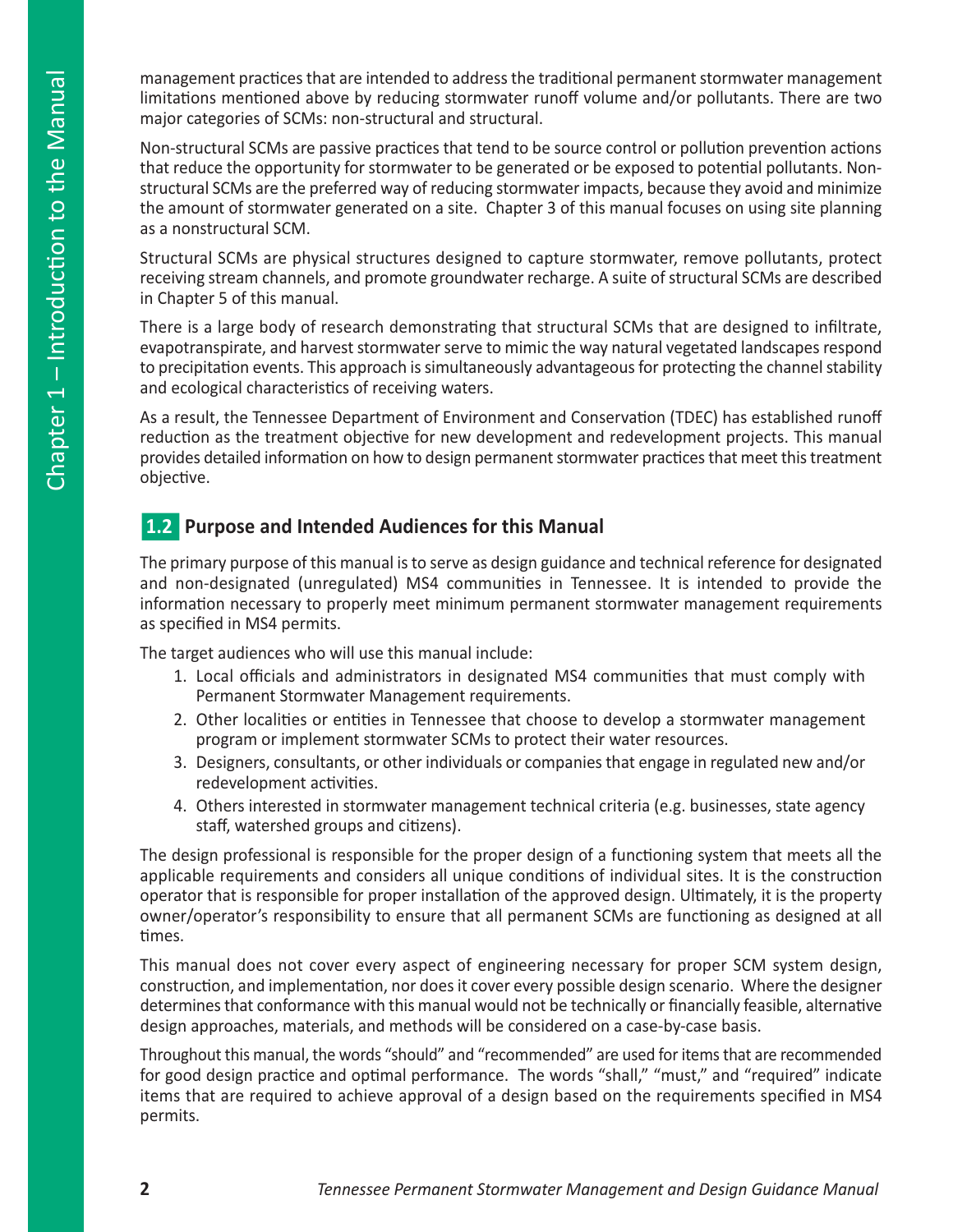management practices that are intended to address the traditional permanent stormwater management limitations mentioned above by reducing stormwater runoff volume and/or pollutants. There are two major categories of SCMs: non-structural and structural.

Non-structural SCMs are passive practices that tend to be source control or pollution prevention actions that reduce the opportunity for stormwater to be generated or be exposed to potential pollutants. Non-structural SCMs are the preferred way of reducing stormwater impacts, because they avoid and minimize the amount of stormwater generated on a site. Chapter 3 of this manual focuses on using site planning as a nonstructural SCM.

Structural SCMs are physical structures designed to capture stormwater, remove pollutants, protect receiving stream channels, and promote groundwater recharge. A suite of structural SCMs are described in Chapter 5 of this manual.

There is a large body of research demonstrating that structural SCMs that are designed to infiltrate, evapotranspirate, and harvest stormwater serve to mimic the way natural vegetated landscapes respond to precipitation events. This approach is simultaneously advantageous for protecting the channel stability and ecological characteristics of receiving waters.

As a result, the Tennessee Department of Environment and Conservation (TDEC) has established runoff reduction as the treatment objective for new development and redevelopment projects. This manual provides detailed information on how to design permanent stormwater practices that meet this treatment objective.

## 1.2 Purpose and Intended Audiences for this Manual

The primary purpose of this manual is to serve as design guidance and technical reference for designated and non-designated (unregulated) MS4 communities in Tennessee. It is intended to provide the information necessary to properly meet minimum permanent stormwater management requirements as specified in MS4 permits.

The target audiences who will use this manual include:

1. Local officials and administrators in designated MS4 communities that must comply with Permanent Stormwater Management requirements.
2. Other localities or entities in Tennessee that choose to develop a stormwater management program or implement stormwater SCMs to protect their water resources.
3. Designers, consultants, or other individuals or companies that engage in regulated new and/or redevelopment activities.
4. Others interested in stormwater management technical criteria (e.g. businesses, state agency staff, watershed groups and citizens).

The design professional is responsible for the proper design of a functioning system that meets all the applicable requirements and considers all unique conditions of individual sites. It is the construction operator that is responsible for proper installation of the approved design. Ultimately, it is the property owner/operator's responsibility to ensure that all permanent SCMs are functioning as designed at all times.

This manual does not cover every aspect of engineering necessary for proper SCM system design, construction, and implementation, nor does it cover every possible design scenario. Where the designer determines that conformance with this manual would not be technically or financially feasible, alternative design approaches, materials, and methods will be considered on a case-by-case basis.

Throughout this manual, the words "should" and "recommended" are used for items that are recommended for good design practice and optimal performance. The words "shall," "must," and "required" indicate items that are required to achieve approval of a design based on the requirements specified in MS4 permits.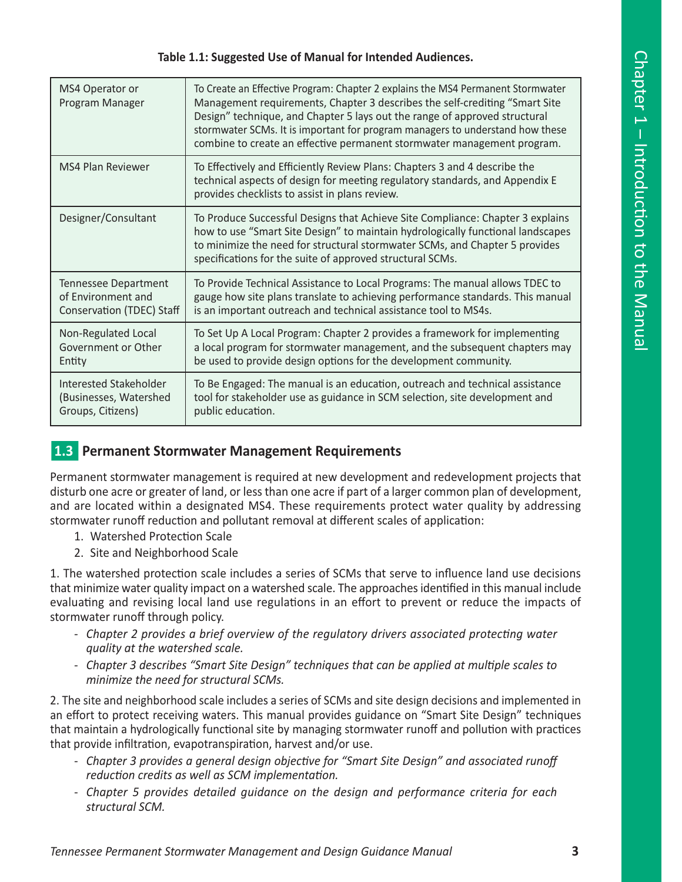**Table 1.1: Suggested Use of Manual for Intended Audiences.**

| Audience | Suggested Use |
|---|---|
| MS4 Operator or Program Manager | To Create an Effective Program: Chapter 2 explains the MS4 Permanent Stormwater Management requirements, Chapter 3 describes the self-crediting "Smart Site Design" technique, and Chapter 5 lays out the range of approved structural stormwater SCMs. It is important for program managers to understand how these combine to create an effective permanent stormwater management program. |
| MS4 Plan Reviewer | To Effectively and Efficiently Review Plans: Chapters 3 and 4 describe the technical aspects of design for meeting regulatory standards, and Appendix E provides checklists to assist in plans review. |
| Designer/Consultant | To Produce Successful Designs that Achieve Site Compliance: Chapter 3 explains how to use "Smart Site Design" to maintain hydrologically functional landscapes to minimize the need for structural stormwater SCMs, and Chapter 5 provides specifications for the suite of approved structural SCMs. |
| Tennessee Department of Environment and Conservation (TDEC) Staff | To Provide Technical Assistance to Local Programs: The manual allows TDEC to gauge how site plans translate to achieving performance standards. This manual is an important outreach and technical assistance tool to MS4s. |
| Non-Regulated Local Government or Other Entity | To Set Up A Local Program: Chapter 2 provides a framework for implementing a local program for stormwater management, and the subsequent chapters may be used to provide design options for the development community. |
| Interested Stakeholder (Businesses, Watershed Groups, Citizens) | To Be Engaged: The manual is an education, outreach and technical assistance tool for stakeholder use as guidance in SCM selection, site development and public education. |

## 1.3 Permanent Stormwater Management Requirements

Permanent stormwater management is required at new development and redevelopment projects that disturb one acre or greater of land, or less than one acre if part of a larger common plan of development, and are located within a designated MS4. These requirements protect water quality by addressing stormwater runoff reduction and pollutant removal at different scales of application:

1. Watershed Protection Scale
2. Site and Neighborhood Scale

1. The watershed protection scale includes a series of SCMs that serve to influence land use decisions that minimize water quality impact on a watershed scale. The approaches identified in this manual include evaluating and revising local land use regulations in an effort to prevent or reduce the impacts of stormwater runoff through policy.

- *Chapter 2 provides a brief overview of the regulatory drivers associated protecting water quality at the watershed scale.*
- *Chapter 3 describes "Smart Site Design" techniques that can be applied at multiple scales to minimize the need for structural SCMs.*

2. The site and neighborhood scale includes a series of SCMs and site design decisions and implemented in an effort to protect receiving waters. This manual provides guidance on "Smart Site Design" techniques that maintain a hydrologically functional site by managing stormwater runoff and pollution with practices that provide infiltration, evapotranspiration, harvest and/or use.

- *Chapter 3 provides a general design objective for "Smart Site Design" and associated runoff reduction credits as well as SCM implementation.*
- *Chapter 5 provides detailed guidance on the design and performance criteria for each structural SCM.*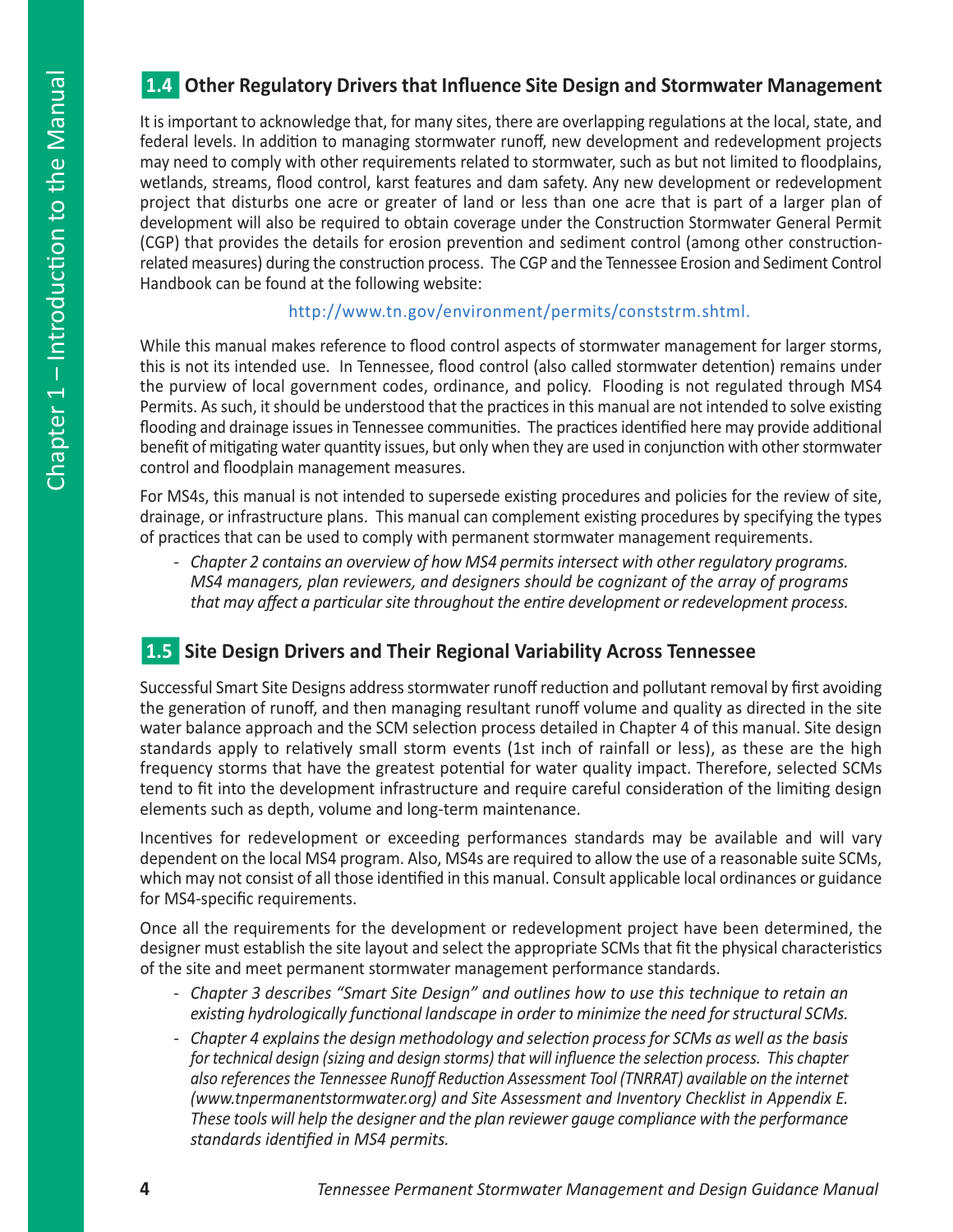## 1.4 Other Regulatory Drivers that Influence Site Design and Stormwater Management

It is important to acknowledge that, for many sites, there are overlapping regulations at the local, state, and federal levels. In addition to managing stormwater runoff, new development and redevelopment projects may need to comply with other requirements related to stormwater, such as but not limited to floodplains, wetlands, streams, flood control, karst features and dam safety. Any new development or redevelopment project that disturbs one acre or greater of land or less than one acre that is part of a larger plan of development will also be required to obtain coverage under the Construction Stormwater General Permit (CGP) that provides the details for erosion prevention and sediment control (among other construction-related measures) during the construction process. The CGP and the Tennessee Erosion and Sediment Control Handbook can be found at the following website:

http://www.tn.gov/environment/permits/conststrm.shtml.

While this manual makes reference to flood control aspects of stormwater management for larger storms, this is not its intended use. In Tennessee, flood control (also called stormwater detention) remains under the purview of local government codes, ordinance, and policy. Flooding is not regulated through MS4 Permits. As such, it should be understood that the practices in this manual are not intended to solve existing flooding and drainage issues in Tennessee communities. The practices identified here may provide additional benefit of mitigating water quantity issues, but only when they are used in conjunction with other stormwater control and floodplain management measures.

For MS4s, this manual is not intended to supersede existing procedures and policies for the review of site, drainage, or infrastructure plans. This manual can complement existing procedures by specifying the types of practices that can be used to comply with permanent stormwater management requirements.

- *Chapter 2 contains an overview of how MS4 permits intersect with other regulatory programs. MS4 managers, plan reviewers, and designers should be cognizant of the array of programs that may affect a particular site throughout the entire development or redevelopment process.*

## 1.5 Site Design Drivers and Their Regional Variability Across Tennessee

Successful Smart Site Designs address stormwater runoff reduction and pollutant removal by first avoiding the generation of runoff, and then managing resultant runoff volume and quality as directed in the site water balance approach and the SCM selection process detailed in Chapter 4 of this manual. Site design standards apply to relatively small storm events (1st inch of rainfall or less), as these are the high frequency storms that have the greatest potential for water quality impact. Therefore, selected SCMs tend to fit into the development infrastructure and require careful consideration of the limiting design elements such as depth, volume and long-term maintenance.

Incentives for redevelopment or exceeding performances standards may be available and will vary dependent on the local MS4 program. Also, MS4s are required to allow the use of a reasonable suite SCMs, which may not consist of all those identified in this manual. Consult applicable local ordinances or guidance for MS4-specific requirements.

Once all the requirements for the development or redevelopment project have been determined, the designer must establish the site layout and select the appropriate SCMs that fit the physical characteristics of the site and meet permanent stormwater management performance standards.

- *Chapter 3 describes "Smart Site Design" and outlines how to use this technique to retain an existing hydrologically functional landscape in order to minimize the need for structural SCMs.*
- *Chapter 4 explains the design methodology and selection process for SCMs as well as the basis for technical design (sizing and design storms) that will influence the selection process. This chapter also references the Tennessee Runoff Reduction Assessment Tool (TNRRAT) available on the internet (www.tnpermanentstormwater.org) and Site Assessment and Inventory Checklist in Appendix E. These tools will help the designer and the plan reviewer gauge compliance with the performance standards identified in MS4 permits.*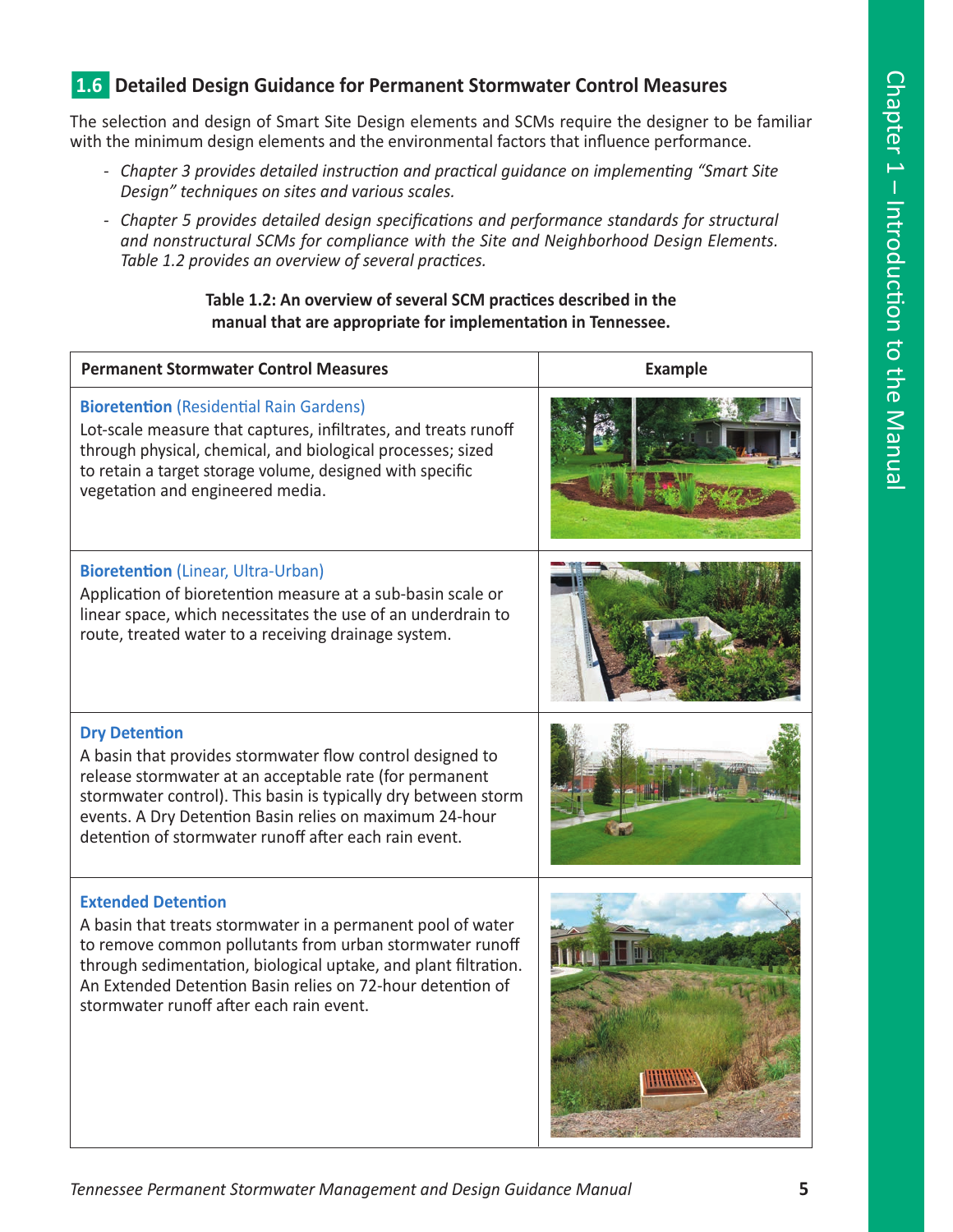## 1.6 Detailed Design Guidance for Permanent Stormwater Control Measures

The selection and design of Smart Site Design elements and SCMs require the designer to be familiar with the minimum design elements and the environmental factors that influence performance.

- *Chapter 3 provides detailed instruction and practical guidance on implementing "Smart Site Design" techniques on sites and various scales.*
- *Chapter 5 provides detailed design specifications and performance standards for structural and nonstructural SCMs for compliance with the Site and Neighborhood Design Elements. Table 1.2 provides an overview of several practices.*

**Table 1.2: An overview of several SCM practices described in the manual that are appropriate for implementation in Tennessee.**

| Permanent Stormwater Control Measures | Example |
|---|---|
| **Bioretention** (Residential Rain Gardens)<br>Lot-scale measure that captures, infiltrates, and treats runoff through physical, chemical, and biological processes; sized to retain a target storage volume, designed with specific vegetation and engineered media. | |
| **Bioretention** (Linear, Ultra-Urban)<br>Application of bioretention measure at a sub-basin scale or linear space, which necessitates the use of an underdrain to route, treated water to a receiving drainage system. | |
| **Dry Detention**<br>A basin that provides stormwater flow control designed to release stormwater at an acceptable rate (for permanent stormwater control). This basin is typically dry between storm events. A Dry Detention Basin relies on maximum 24-hour detention of stormwater runoff after each rain event. | |
| **Extended Detention**<br>A basin that treats stormwater in a permanent pool of water to remove common pollutants from urban stormwater runoff through sedimentation, biological uptake, and plant filtration. An Extended Detention Basin relies on 72-hour detention of stormwater runoff after each rain event. | |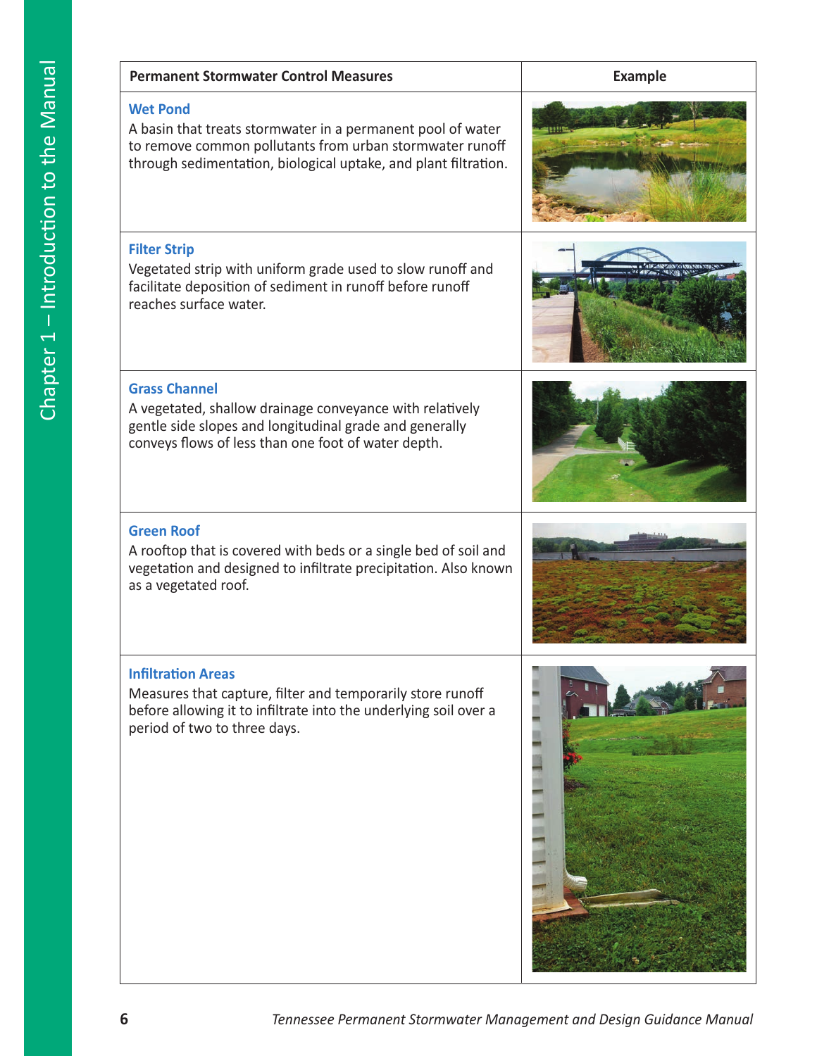| Permanent Stormwater Control Measures | Example |
| --- | --- |
| **Wet Pond** A basin that treats stormwater in a permanent pool of water to remove common pollutants from urban stormwater runoff through sedimentation, biological uptake, and plant filtration. | |
| **Filter Strip** Vegetated strip with uniform grade used to slow runoff and facilitate deposition of sediment in runoff before runoff reaches surface water. | |
| **Grass Channel** A vegetated, shallow drainage conveyance with relatively gentle side slopes and longitudinal grade and generally conveys flows of less than one foot of water depth. | |
| **Green Roof** A rooftop that is covered with beds or a single bed of soil and vegetation and designed to infiltrate precipitation. Also known as a vegetated roof. | |
| **Infiltration Areas** Measures that capture, filter and temporarily store runoff before allowing it to infiltrate into the underlying soil over a period of two to three days. | |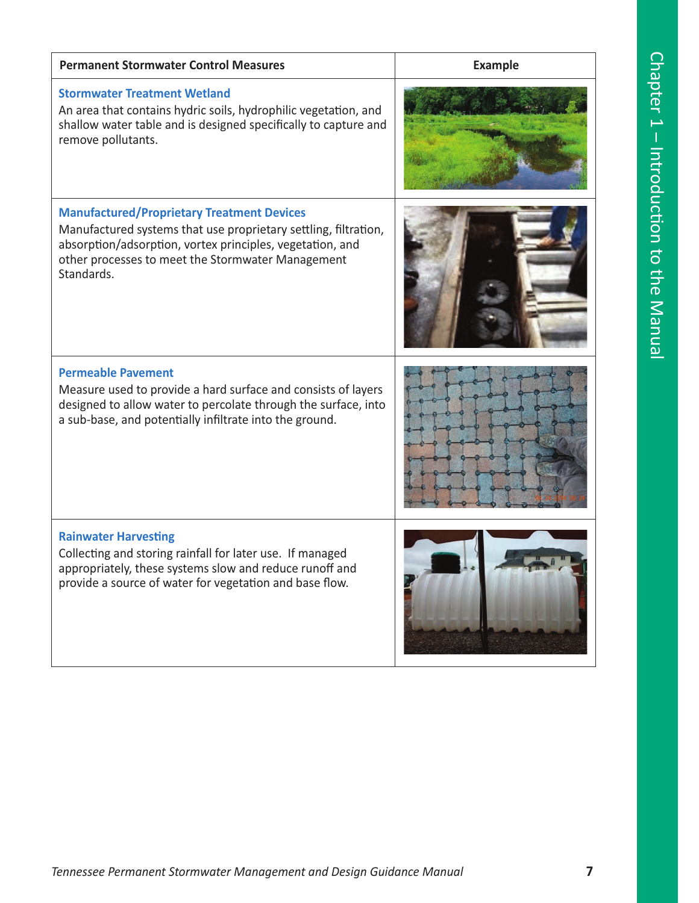| Permanent Stormwater Control Measures | Example |
|---|---|
| **Stormwater Treatment Wetland**<br>An area that contains hydric soils, hydrophilic vegetation, and shallow water table and is designed specifically to capture and remove pollutants. | |
| **Manufactured/Proprietary Treatment Devices**<br>Manufactured systems that use proprietary settling, filtration, absorption/adsorption, vortex principles, vegetation, and other processes to meet the Stormwater Management Standards. | |
| **Permeable Pavement**<br>Measure used to provide a hard surface and consists of layers designed to allow water to percolate through the surface, into a sub-base, and potentially infiltrate into the ground. | |
| **Rainwater Harvesting**<br>Collecting and storing rainfall for later use. If managed appropriately, these systems slow and reduce runoff and provide a source of water for vegetation and base flow. | |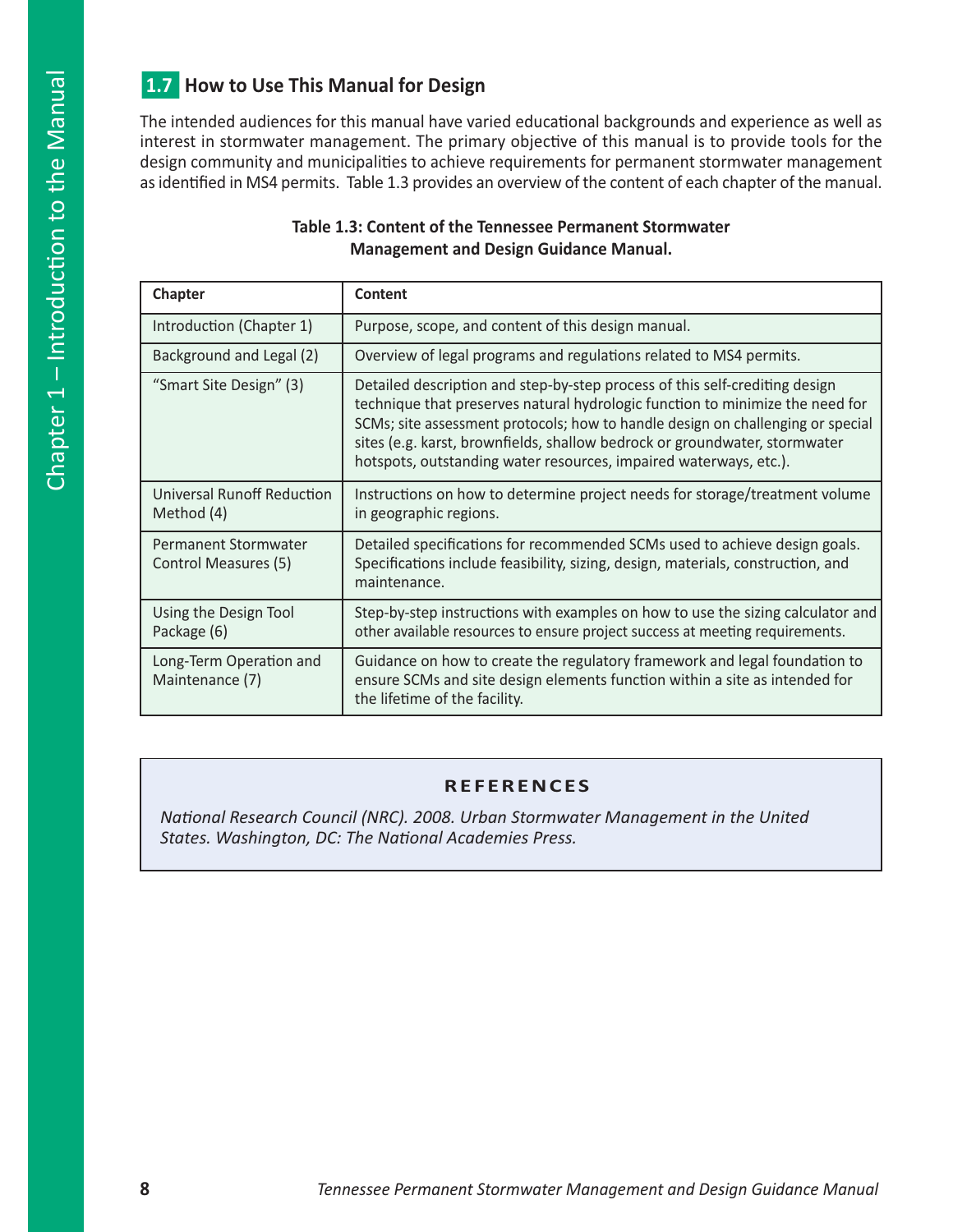## 1.7 How to Use This Manual for Design

The intended audiences for this manual have varied educational backgrounds and experience as well as interest in stormwater management. The primary objective of this manual is to provide tools for the design community and municipalities to achieve requirements for permanent stormwater management as identified in MS4 permits. Table 1.3 provides an overview of the content of each chapter of the manual.

**Table 1.3: Content of the Tennessee Permanent Stormwater Management and Design Guidance Manual.**

| Chapter | Content |
|---|---|
| Introduction (Chapter 1) | Purpose, scope, and content of this design manual. |
| Background and Legal (2) | Overview of legal programs and regulations related to MS4 permits. |
| "Smart Site Design" (3) | Detailed description and step-by-step process of this self-crediting design technique that preserves natural hydrologic function to minimize the need for SCMs; site assessment protocols; how to handle design on challenging or special sites (e.g. karst, brownfields, shallow bedrock or groundwater, stormwater hotspots, outstanding water resources, impaired waterways, etc.). |
| Universal Runoff Reduction Method (4) | Instructions on how to determine project needs for storage/treatment volume in geographic regions. |
| Permanent Stormwater Control Measures (5) | Detailed specifications for recommended SCMs used to achieve design goals. Specifications include feasibility, sizing, design, materials, construction, and maintenance. |
| Using the Design Tool Package (6) | Step-by-step instructions with examples on how to use the sizing calculator and other available resources to ensure project success at meeting requirements. |
| Long-Term Operation and Maintenance (7) | Guidance on how to create the regulatory framework and legal foundation to ensure SCMs and site design elements function within a site as intended for the lifetime of the facility. |

### REFERENCES

*National Research Council (NRC). 2008. Urban Stormwater Management in the United States. Washington, DC: The National Academies Press.*